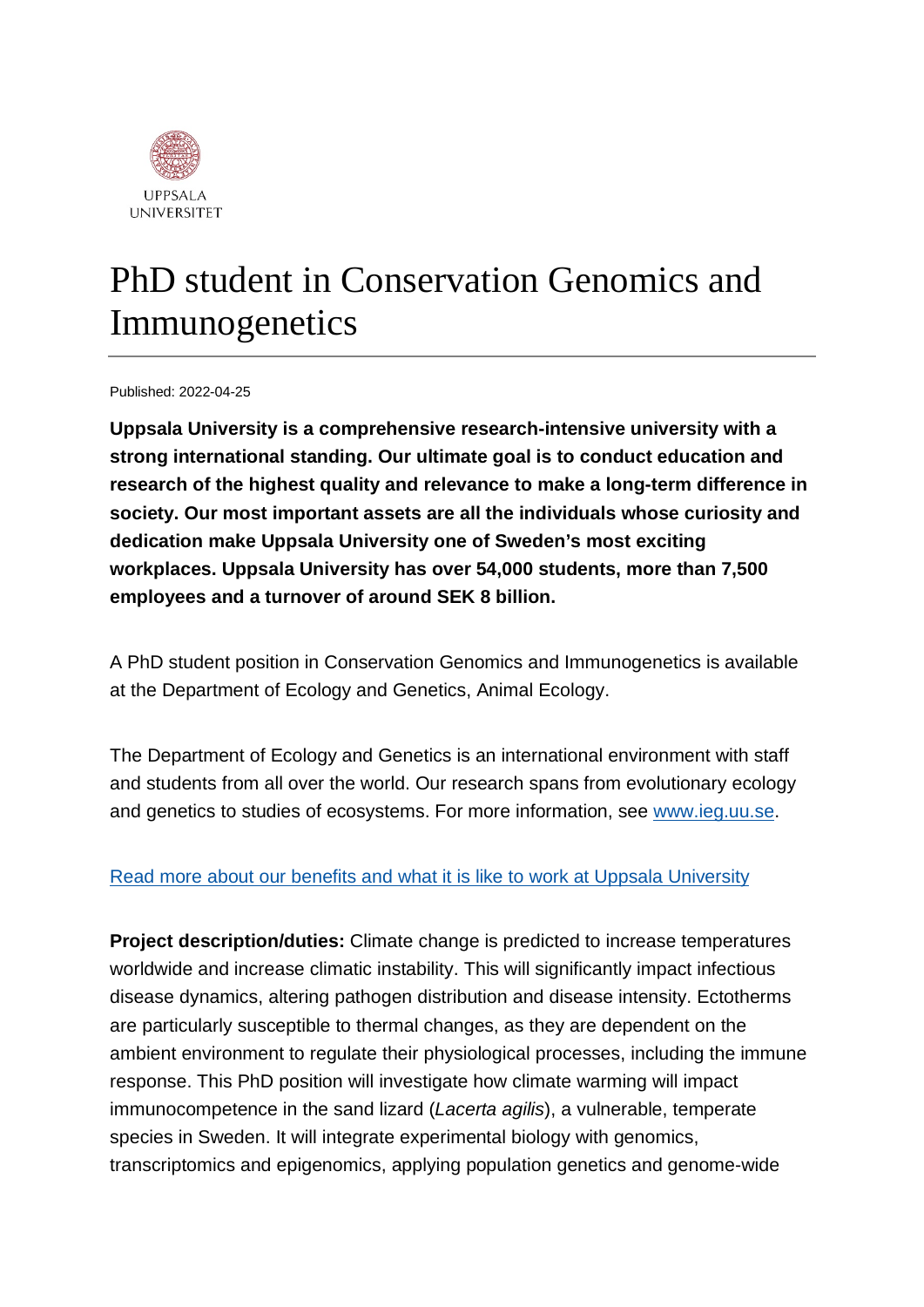UPPSALA UNIVERSITET

# PhD student in Conservation Genomics and Immunogenetics

Published: 2022-04-25

**Uppsala University is a comprehensive research-intensive university with a strong international standing. Our ultimate goal is to conduct education and research of the highest quality and relevance to make a long-term difference in society. Our most important assets are all the individuals whose curiosity and dedication make Uppsala University one of Sweden's most exciting workplaces. Uppsala University has over 54,000 students, more than 7,500 employees and a turnover of around SEK 8 billion.**

A PhD student position in Conservation Genomics and Immunogenetics is available at the Department of Ecology and Genetics, Animal Ecology.

The Department of Ecology and Genetics is an international environment with staff and students from all over the world. Our research spans from evolutionary ecology and genetics to studies of ecosystems. For more information, see [www.ieg.uu.se](www.ieg.uu.se).

[Read more about our benefits and what it is like to work at Uppsala University]()

**Project description/duties:** Climate change is predicted to increase temperatures worldwide and increase climatic instability. This will significantly impact infectious disease dynamics, altering pathogen distribution and disease intensity. Ectotherms are particularly susceptible to thermal changes, as they are dependent on the ambient environment to regulate their physiological processes, including the immune response. This PhD position will investigate how climate warming will impact immunocompetence in the sand lizard (*Lacerta agilis*), a vulnerable, temperate species in Sweden. It will integrate experimental biology with genomics, transcriptomics and epigenomics, applying population genetics and genome-wide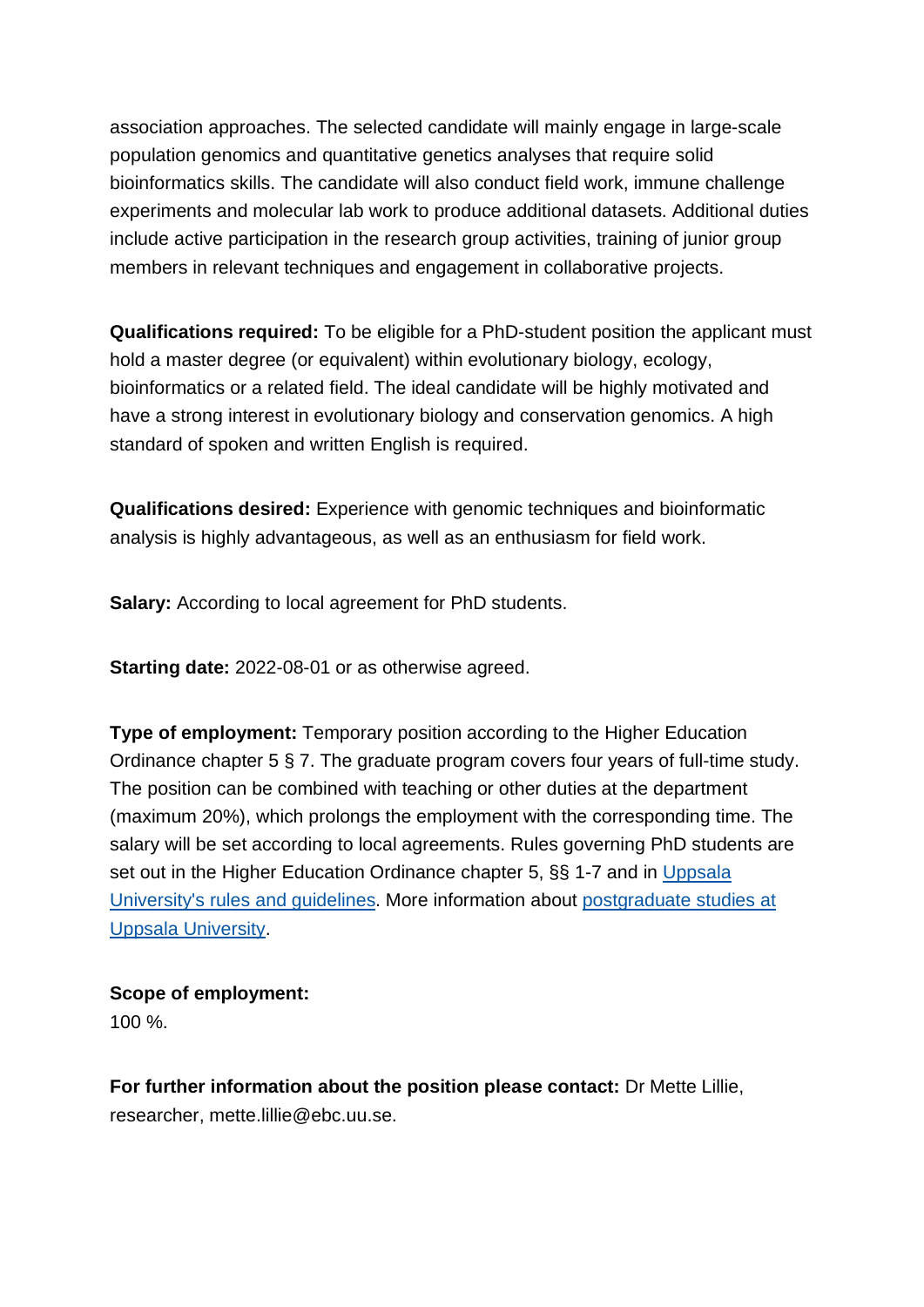association approaches. The selected candidate will mainly engage in large-scale population genomics and quantitative genetics analyses that require solid bioinformatics skills. The candidate will also conduct field work, immune challenge experiments and molecular lab work to produce additional datasets. Additional duties include active participation in the research group activities, training of junior group members in relevant techniques and engagement in collaborative projects.

**Qualifications required:** To be eligible for a PhD-student position the applicant must hold a master degree (or equivalent) within evolutionary biology, ecology, bioinformatics or a related field. The ideal candidate will be highly motivated and have a strong interest in evolutionary biology and conservation genomics. A high standard of spoken and written English is required.

**Qualifications desired:** Experience with genomic techniques and bioinformatic analysis is highly advantageous, as well as an enthusiasm for field work.

**Salary:** According to local agreement for PhD students.

**Starting date:** 2022-08-01 or as otherwise agreed.

**Type of employment:** Temporary position according to the Higher Education Ordinance chapter 5 § 7. The graduate program covers four years of full-time study. The position can be combined with teaching or other duties at the department (maximum 20%), which prolongs the employment with the corresponding time. The salary will be set according to local agreements. Rules governing PhD students are set out in the Higher Education Ordinance chapter 5, §§ 1-7 and in Uppsala University's rules and guidelines. More information about postgraduate studies at Uppsala University.

**Scope of employment:**
100 %.

**For further information about the position please contact:** Dr Mette Lillie, researcher, mette.lillie@ebc.uu.se.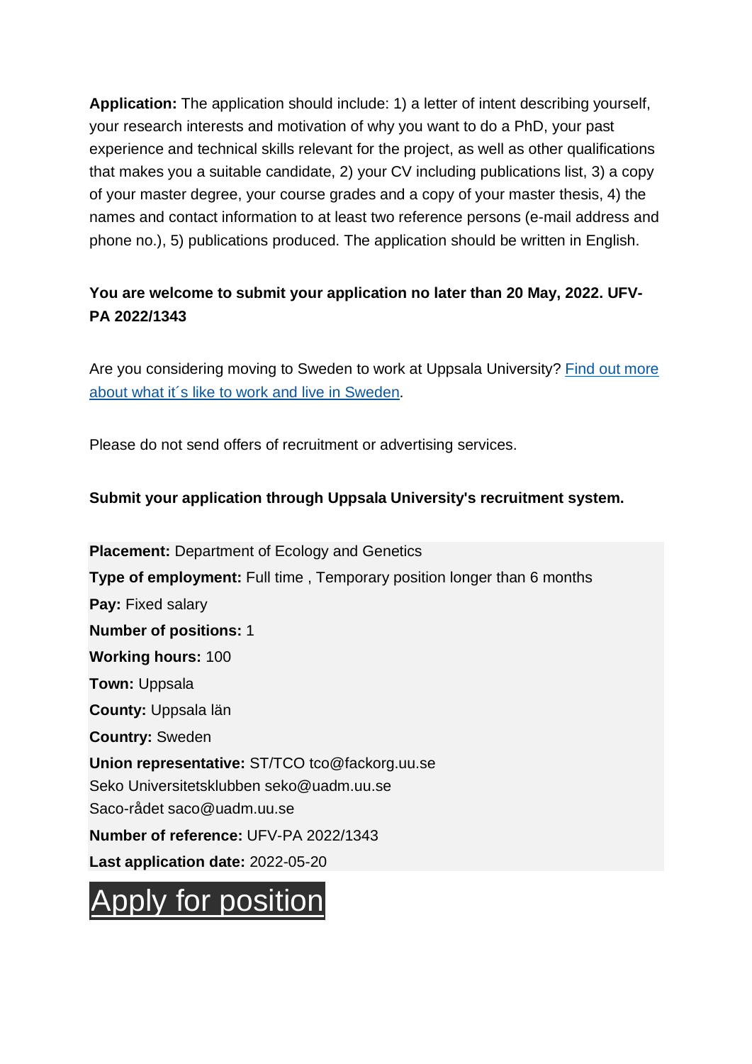**Application:** The application should include: 1) a letter of intent describing yourself, your research interests and motivation of why you want to do a PhD, your past experience and technical skills relevant for the project, as well as other qualifications that makes you a suitable candidate, 2) your CV including publications list, 3) a copy of your master degree, your course grades and a copy of your master thesis, 4) the names and contact information to at least two reference persons (e-mail address and phone no.), 5) publications produced. The application should be written in English.

**You are welcome to submit your application no later than 20 May, 2022. UFV-PA 2022/1343**

Are you considering moving to Sweden to work at Uppsala University? Find out more about what it´s like to work and live in Sweden.

Please do not send offers of recruitment or advertising services.

**Submit your application through Uppsala University's recruitment system.**

**Placement:** Department of Ecology and Genetics
**Type of employment:** Full time , Temporary position longer than 6 months
**Pay:** Fixed salary
**Number of positions:** 1
**Working hours:** 100
**Town:** Uppsala
**County:** Uppsala län
**Country:** Sweden
**Union representative:** ST/TCO tco@fackorg.uu.se
Seko Universitetsklubben seko@uadm.uu.se
Saco-rådet saco@uadm.uu.se
**Number of reference:** UFV-PA 2022/1343
**Last application date:** 2022-05-20

Apply for position